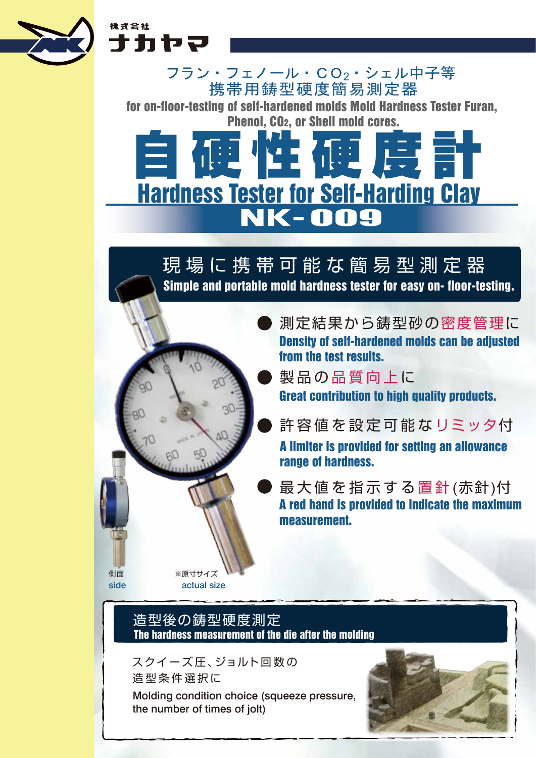株式会社
ナカヤマ

フラン・フェノール・$CO_2$・シェル中子等
携帯用鋳型硬度簡易測定器

for on-floor-testing of self-hardened molds Mold Hardness Tester Furan, Phenol, $CO_2$, or Shell mold cores.

# 自硬性硬度計

# Hardness Tester for Self-Harding Clay

## NK-009

## 現場に携帯可能な簡易型測定器

**Simple and portable mold hardness tester for easy on- floor-testing.**

- 測定結果から鋳型砂の密度管理に
  **Density of self-hardened molds can be adjusted from the test results.**
- 製品の品質向上に
  **Great contribution to high quality products.**
- 許容値を設定可能なリミッタ付
  **A limiter is provided for setting an allowance range of hardness.**
- 最大値を指示する置針(赤針)付
  **A red hand is provided to indicate the maximum measurement.**

側面
side

※原寸サイズ
actual size

## 造型後の鋳型硬度測定

**The hardness measurement of the die after the molding**

スクイーズ圧、ジョルト回数の
造型条件選択に

Molding condition choice (squeeze pressure, the number of times of jolt)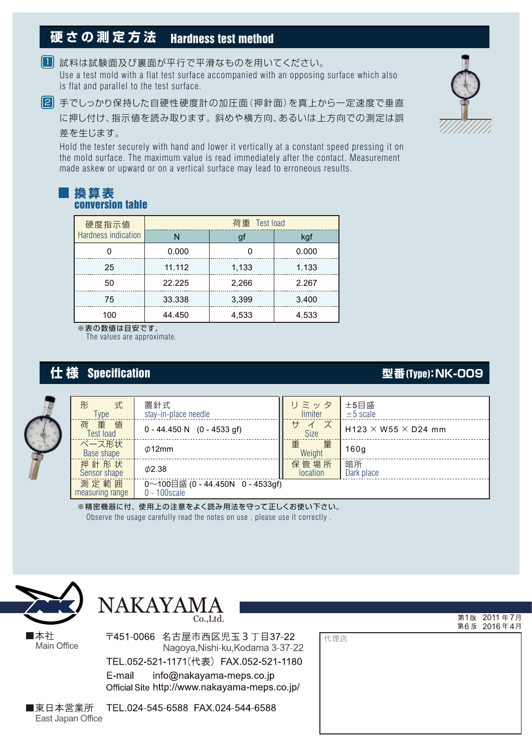## 硬さの測定方法 Hardness test method

1. 試料は試験面及び裏面が平行で平滑なものを用いてください。
Use a test mold with a flat test surface accompanied with an opposing surface which also is flat and parallel to the test surface.

2. 手でしっかり保持した自硬性硬度計の加圧面（押針面）を真上から一定速度で垂直に押し付け、指示値を読み取ります。斜めや横方向、あるいは上方向での測定は誤差を生じます。
Hold the tester securely with hand and lower it vertically at a constant speed pressing it on the mold surface. The maximum value is read immediately after the contact. Measurement made askew or upward or on a vertical surface may lead to erroneous results.

### 換算表 conversion table

| 硬度指示値 Hardness indication | 荷重 Test load | | |
|---|---|---|---|
| | N | gf | kgf |
| 0 | 0.000 | 0 | 0.000 |
| 25 | 11.112 | 1,133 | 1.133 |
| 50 | 22.225 | 2,266 | 2.267 |
| 75 | 33.338 | 3,399 | 3.400 |
| 100 | 44.450 | 4,533 | 4.533 |

※表の数値は目安です。
The values are approximate.

## 仕様 Specification　　型番(Type):NK-009

| | | | |
|---|---|---|---|
| 形式 Type | 置針式 stay-in-place needle | リミッタ limiter | ±5目盛 ±5 scale |
| 荷重値 Test load | 0 - 44.450 N　(0 - 4533 gf) | サイズ Size | H123 × W55 × D24 mm |
| ベース形状 Base shape | φ12mm | 重量 Weight | 160g |
| 押針形状 Sensor shape | φ2.38 | 保管場所 location | 暗所 Dark place |
| 測定範囲 measuring range | 0～100目盛 (0 - 44.450N　0 - 4533gf) 0 - 100scale | | |

※精密機器に付、使用上の注意をよく読み用法を守って正しくお使い下さい。
Observe the usage carefully read the notes on use , please use it correctly .

NAKAYAMA Co.,Ltd.

■本社 Main Office
〒451-0066 名古屋市西区児玉３丁目37-22
Nagoya,Nishi-ku,Kodama 3-37-22
TEL.052-521-1171(代表) FAX.052-521-1180
E-mail info@nakayama-meps.co.jp
Official Site http://www.nakayama-meps.co.jp/

■東日本営業所 East Japan Office　TEL.024-545-6588 FAX.024-544-6588

第1版 2011年7月
第6版 2016年4月

代理店